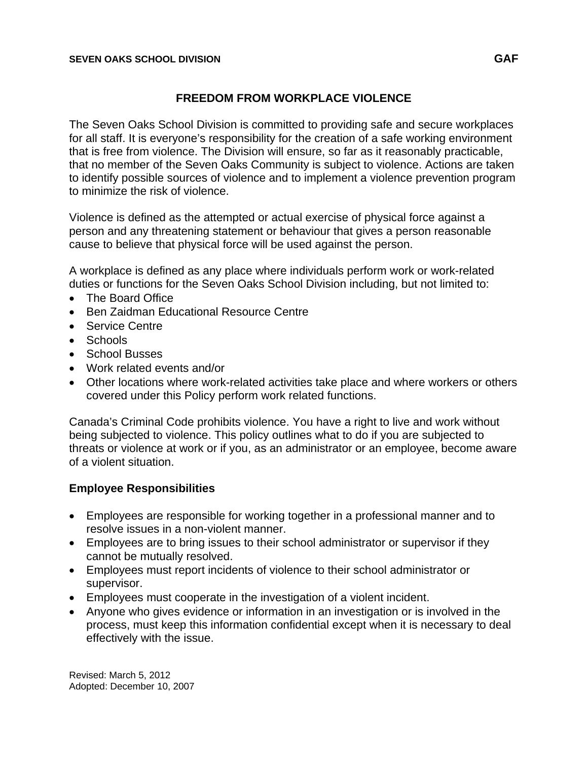**SEVEN OAKS SCHOOL DIVISION** **GAF**

# FREEDOM FROM WORKPLACE VIOLENCE

The Seven Oaks School Division is committed to providing safe and secure workplaces for all staff. It is everyone's responsibility for the creation of a safe working environment that is free from violence. The Division will ensure, so far as it reasonably practicable, that no member of the Seven Oaks Community is subject to violence. Actions are taken to identify possible sources of violence and to implement a violence prevention program to minimize the risk of violence.

Violence is defined as the attempted or actual exercise of physical force against a person and any threatening statement or behaviour that gives a person reasonable cause to believe that physical force will be used against the person.

A workplace is defined as any place where individuals perform work or work-related duties or functions for the Seven Oaks School Division including, but not limited to:

- The Board Office
- Ben Zaidman Educational Resource Centre
- Service Centre
- Schools
- School Busses
- Work related events and/or
- Other locations where work-related activities take place and where workers or others covered under this Policy perform work related functions.

Canada's Criminal Code prohibits violence. You have a right to live and work without being subjected to violence. This policy outlines what to do if you are subjected to threats or violence at work or if you, as an administrator or an employee, become aware of a violent situation.

## Employee Responsibilities

- Employees are responsible for working together in a professional manner and to resolve issues in a non-violent manner.
- Employees are to bring issues to their school administrator or supervisor if they cannot be mutually resolved.
- Employees must report incidents of violence to their school administrator or supervisor.
- Employees must cooperate in the investigation of a violent incident.
- Anyone who gives evidence or information in an investigation or is involved in the process, must keep this information confidential except when it is necessary to deal effectively with the issue.

Revised: March 5, 2012
Adopted: December 10, 2007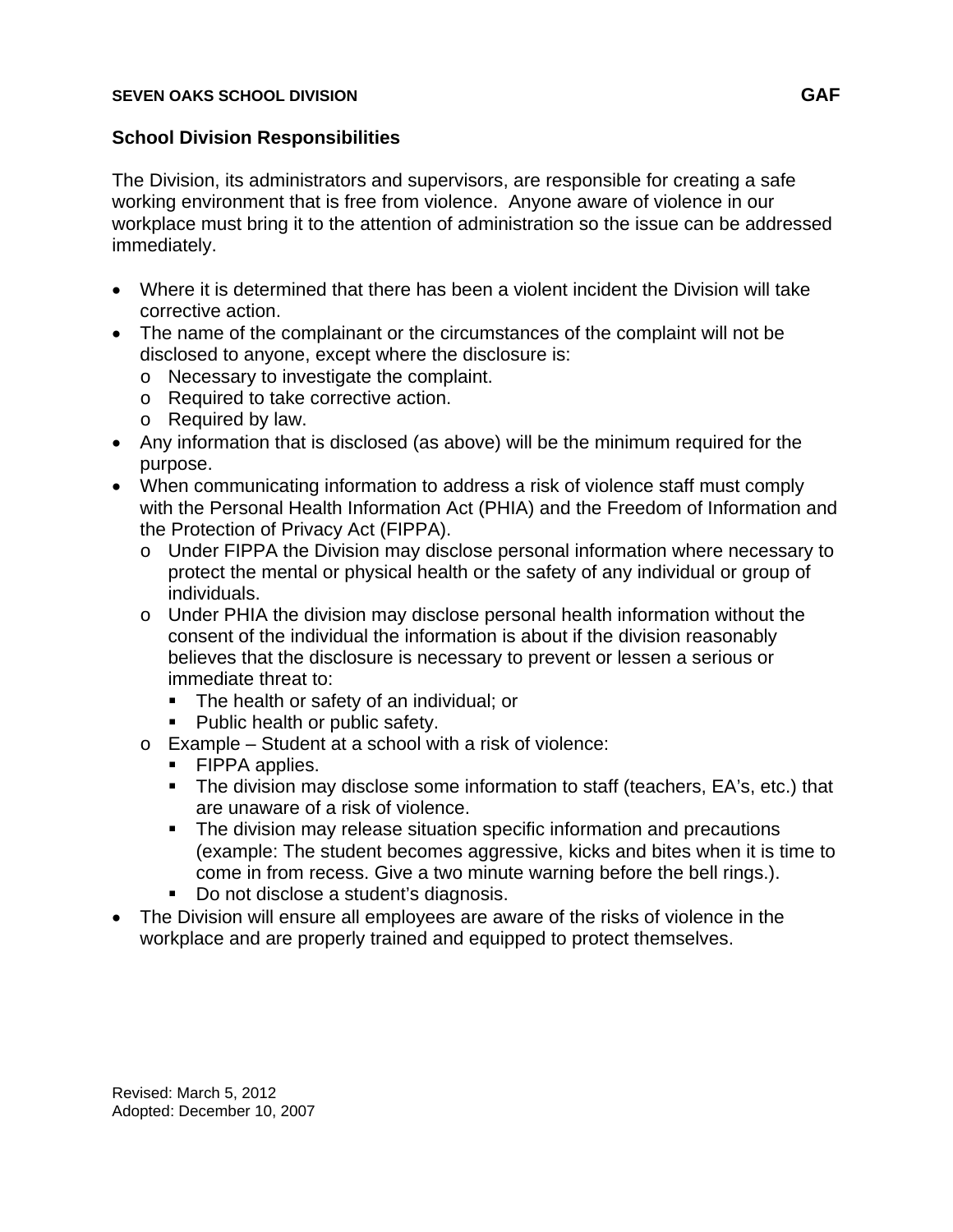## School Division Responsibilities

The Division, its administrators and supervisors, are responsible for creating a safe working environment that is free from violence. Anyone aware of violence in our workplace must bring it to the attention of administration so the issue can be addressed immediately.

- Where it is determined that there has been a violent incident the Division will take corrective action.
- The name of the complainant or the circumstances of the complaint will not be disclosed to anyone, except where the disclosure is:
  - Necessary to investigate the complaint.
  - Required to take corrective action.
  - Required by law.
- Any information that is disclosed (as above) will be the minimum required for the purpose.
- When communicating information to address a risk of violence staff must comply with the Personal Health Information Act (PHIA) and the Freedom of Information and the Protection of Privacy Act (FIPPA).
  - Under FIPPA the Division may disclose personal information where necessary to protect the mental or physical health or the safety of any individual or group of individuals.
  - Under PHIA the division may disclose personal health information without the consent of the individual the information is about if the division reasonably believes that the disclosure is necessary to prevent or lessen a serious or immediate threat to:
    - The health or safety of an individual; or
    - Public health or public safety.
  - Example – Student at a school with a risk of violence:
    - FIPPA applies.
    - The division may disclose some information to staff (teachers, EA's, etc.) that are unaware of a risk of violence.
    - The division may release situation specific information and precautions (example: The student becomes aggressive, kicks and bites when it is time to come in from recess. Give a two minute warning before the bell rings.).
    - Do not disclose a student's diagnosis.
- The Division will ensure all employees are aware of the risks of violence in the workplace and are properly trained and equipped to protect themselves.

Revised: March 5, 2012
Adopted: December 10, 2007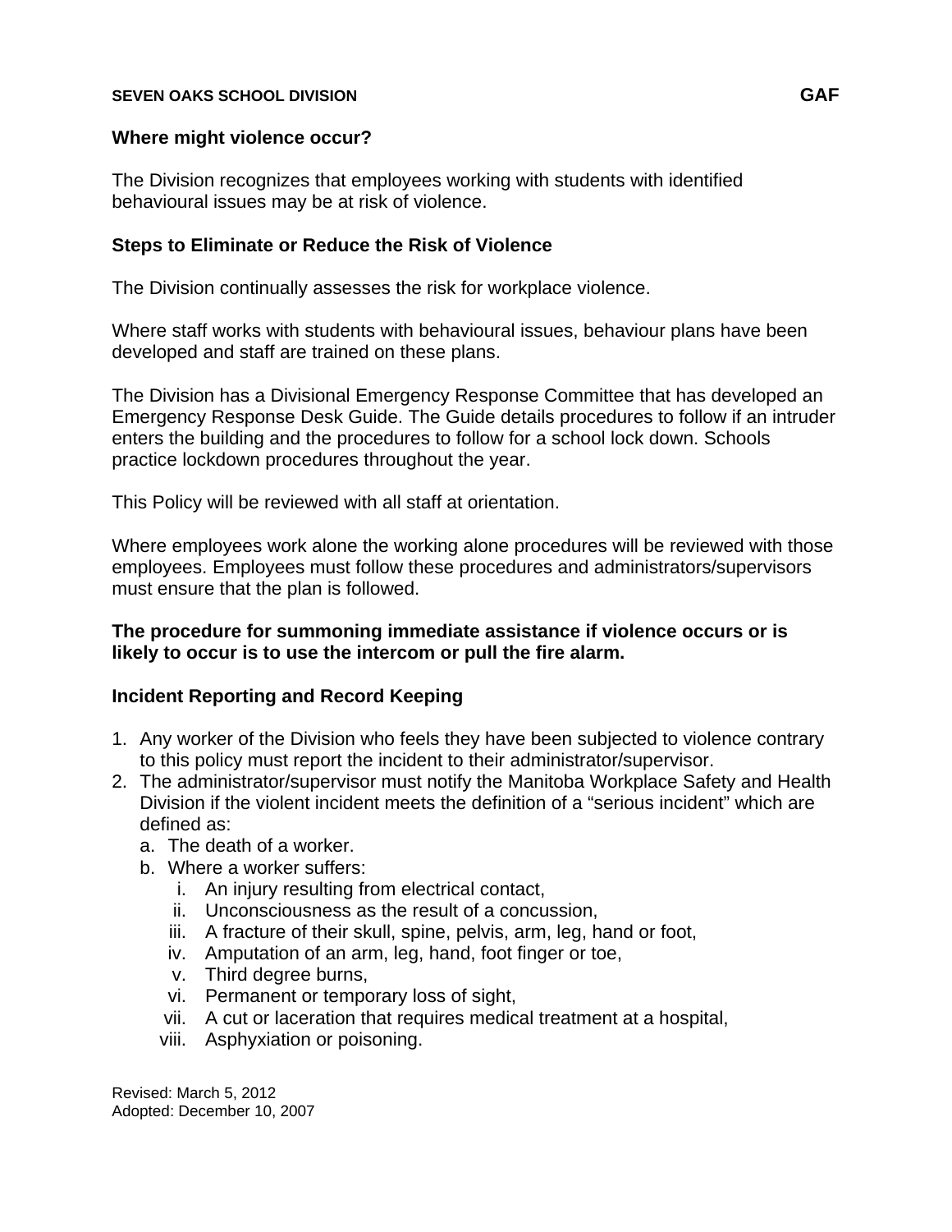### Where might violence occur?

The Division recognizes that employees working with students with identified behavioural issues may be at risk of violence.

### Steps to Eliminate or Reduce the Risk of Violence

The Division continually assesses the risk for workplace violence.

Where staff works with students with behavioural issues, behaviour plans have been developed and staff are trained on these plans.

The Division has a Divisional Emergency Response Committee that has developed an Emergency Response Desk Guide. The Guide details procedures to follow if an intruder enters the building and the procedures to follow for a school lock down. Schools practice lockdown procedures throughout the year.

This Policy will be reviewed with all staff at orientation.

Where employees work alone the working alone procedures will be reviewed with those employees. Employees must follow these procedures and administrators/supervisors must ensure that the plan is followed.

**The procedure for summoning immediate assistance if violence occurs or is likely to occur is to use the intercom or pull the fire alarm.**

### Incident Reporting and Record Keeping

1. Any worker of the Division who feels they have been subjected to violence contrary to this policy must report the incident to their administrator/supervisor.
2. The administrator/supervisor must notify the Manitoba Workplace Safety and Health Division if the violent incident meets the definition of a "serious incident" which are defined as:
   a. The death of a worker.
   b. Where a worker suffers:
      i. An injury resulting from electrical contact,
      ii. Unconsciousness as the result of a concussion,
      iii. A fracture of their skull, spine, pelvis, arm, leg, hand or foot,
      iv. Amputation of an arm, leg, hand, foot finger or toe,
      v. Third degree burns,
      vi. Permanent or temporary loss of sight,
      vii. A cut or laceration that requires medical treatment at a hospital,
      viii. Asphyxiation or poisoning.

Revised: March 5, 2012
Adopted: December 10, 2007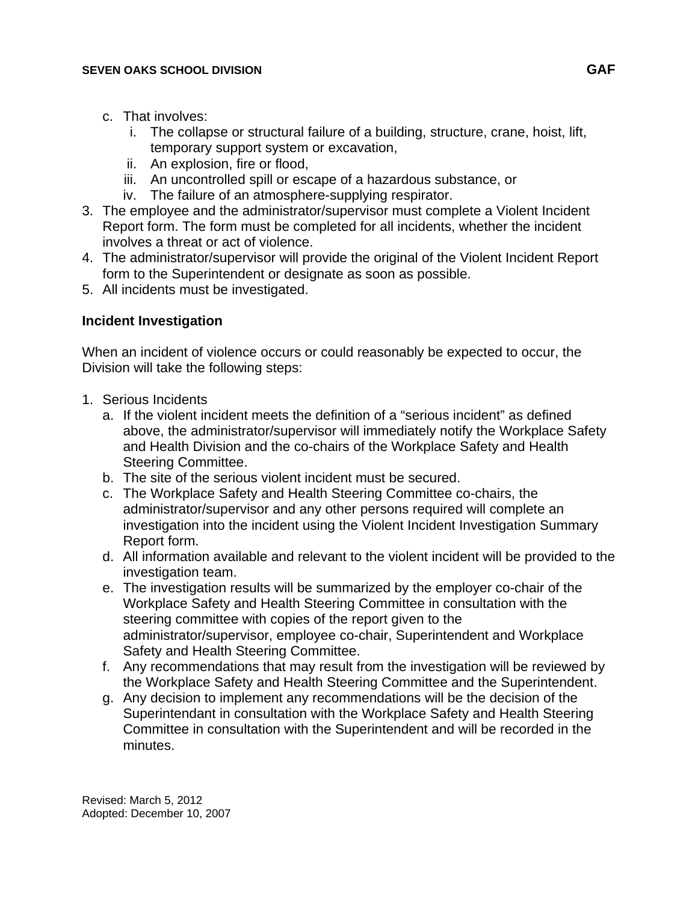c. That involves:
   i. The collapse or structural failure of a building, structure, crane, hoist, lift, temporary support system or excavation,
   ii. An explosion, fire or flood,
   iii. An uncontrolled spill or escape of a hazardous substance, or
   iv. The failure of an atmosphere-supplying respirator.
3. The employee and the administrator/supervisor must complete a Violent Incident Report form. The form must be completed for all incidents, whether the incident involves a threat or act of violence.
4. The administrator/supervisor will provide the original of the Violent Incident Report form to the Superintendent or designate as soon as possible.
5. All incidents must be investigated.

**Incident Investigation**

When an incident of violence occurs or could reasonably be expected to occur, the Division will take the following steps:

1. Serious Incidents
   a. If the violent incident meets the definition of a "serious incident" as defined above, the administrator/supervisor will immediately notify the Workplace Safety and Health Division and the co-chairs of the Workplace Safety and Health Steering Committee.
   b. The site of the serious violent incident must be secured.
   c. The Workplace Safety and Health Steering Committee co-chairs, the administrator/supervisor and any other persons required will complete an investigation into the incident using the Violent Incident Investigation Summary Report form.
   d. All information available and relevant to the violent incident will be provided to the investigation team.
   e. The investigation results will be summarized by the employer co-chair of the Workplace Safety and Health Steering Committee in consultation with the steering committee with copies of the report given to the administrator/supervisor, employee co-chair, Superintendent and Workplace Safety and Health Steering Committee.
   f. Any recommendations that may result from the investigation will be reviewed by the Workplace Safety and Health Steering Committee and the Superintendent.
   g. Any decision to implement any recommendations will be the decision of the Superintendant in consultation with the Workplace Safety and Health Steering Committee in consultation with the Superintendent and will be recorded in the minutes.

Revised: March 5, 2012
Adopted: December 10, 2007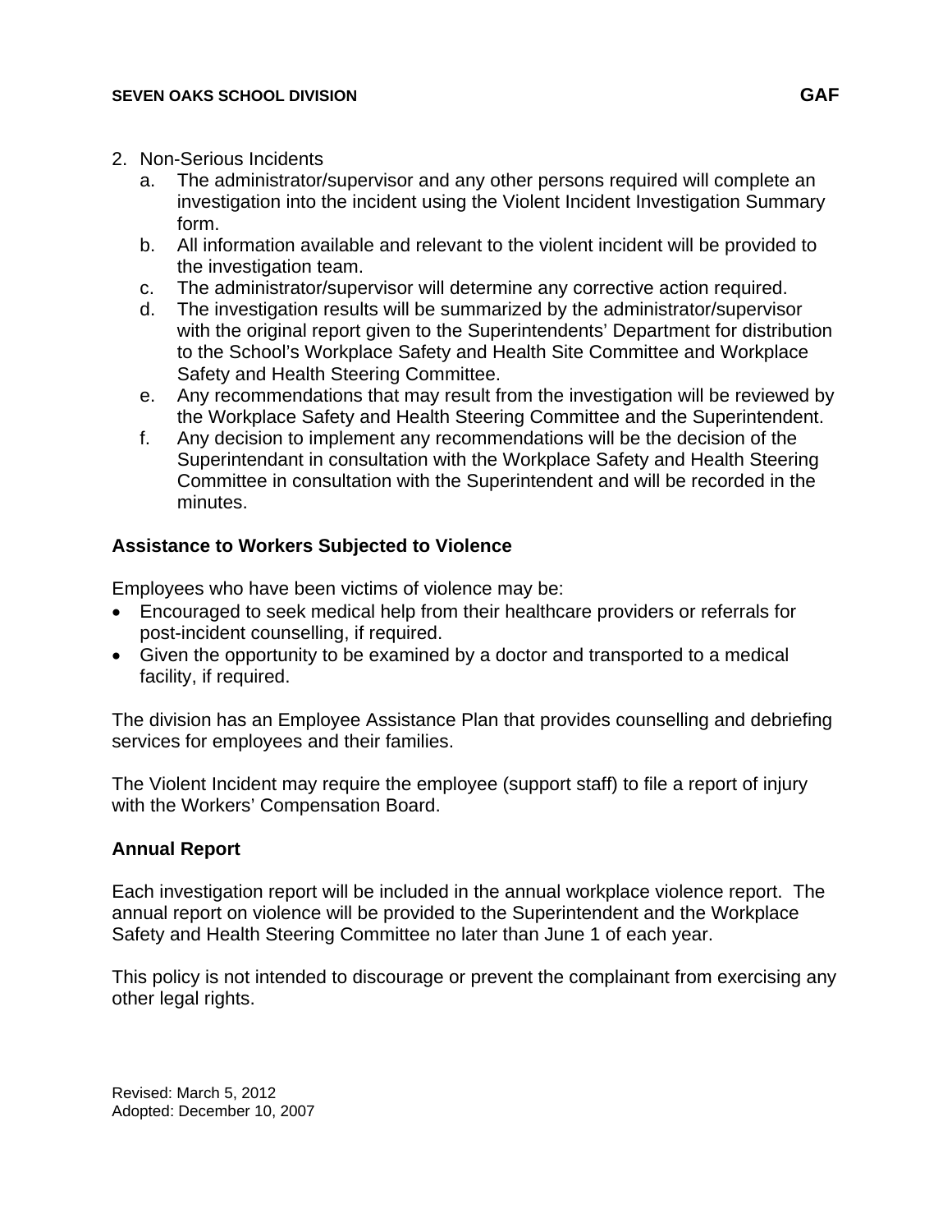2. Non-Serious Incidents
    a. The administrator/supervisor and any other persons required will complete an investigation into the incident using the Violent Incident Investigation Summary form.
    b. All information available and relevant to the violent incident will be provided to the investigation team.
    c. The administrator/supervisor will determine any corrective action required.
    d. The investigation results will be summarized by the administrator/supervisor with the original report given to the Superintendents' Department for distribution to the School's Workplace Safety and Health Site Committee and Workplace Safety and Health Steering Committee.
    e. Any recommendations that may result from the investigation will be reviewed by the Workplace Safety and Health Steering Committee and the Superintendent.
    f. Any decision to implement any recommendations will be the decision of the Superintendant in consultation with the Workplace Safety and Health Steering Committee in consultation with the Superintendent and will be recorded in the minutes.

**Assistance to Workers Subjected to Violence**

Employees who have been victims of violence may be:

- Encouraged to seek medical help from their healthcare providers or referrals for post-incident counselling, if required.
- Given the opportunity to be examined by a doctor and transported to a medical facility, if required.

The division has an Employee Assistance Plan that provides counselling and debriefing services for employees and their families.

The Violent Incident may require the employee (support staff) to file a report of injury with the Workers' Compensation Board.

**Annual Report**

Each investigation report will be included in the annual workplace violence report. The annual report on violence will be provided to the Superintendent and the Workplace Safety and Health Steering Committee no later than June 1 of each year.

This policy is not intended to discourage or prevent the complainant from exercising any other legal rights.

Revised: March 5, 2012
Adopted: December 10, 2007